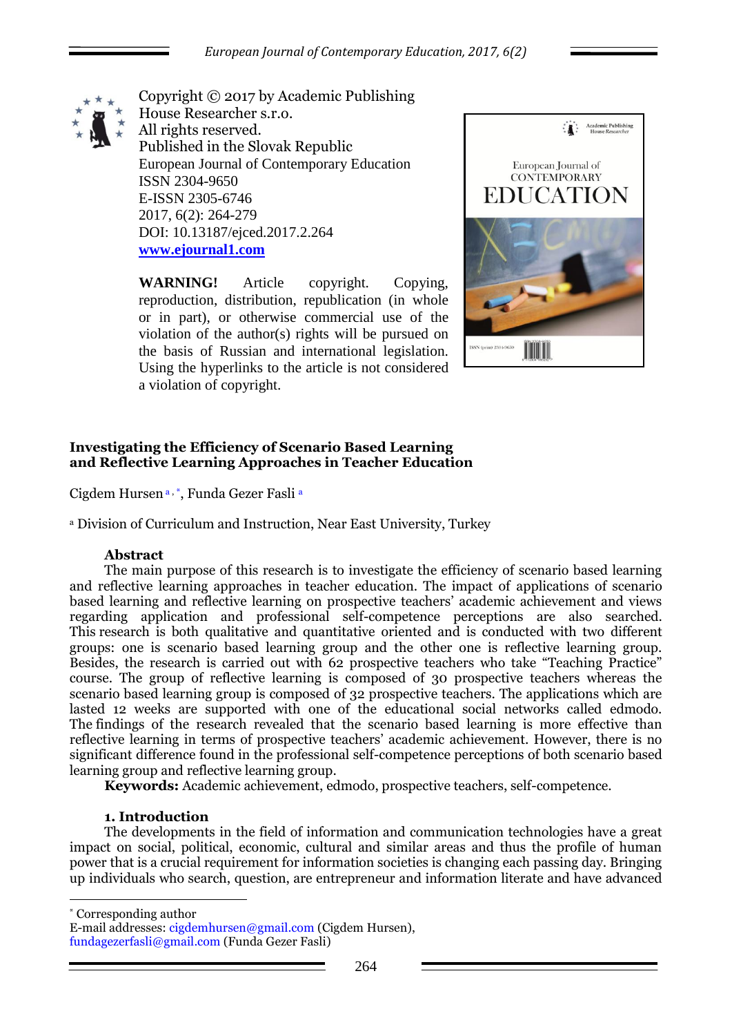Copyright © 2017 by Academic Publishing House Researcher s.r.o.
All rights reserved.
Published in the Slovak Republic
European Journal of Contemporary Education
ISSN 2304-9650
E-ISSN 2305-6746
2017, 6(2): 264-279
DOI: 10.13187/ejced.2017.2.264
**www.ejournal1.com**

**WARNING!** Article copyright. Copying, reproduction, distribution, republication (in whole or in part), or otherwise commercial use of the violation of the author(s) rights will be pursued on the basis of Russian and international legislation. Using the hyperlinks to the article is not considered a violation of copyright.

# Investigating the Efficiency of Scenario Based Learning and Reflective Learning Approaches in Teacher Education

Cigdem Hursen [a, *], Funda Gezer Fasli [a]

[a] Division of Curriculum and Instruction, Near East University, Turkey

## Abstract

The main purpose of this research is to investigate the efficiency of scenario based learning and reflective learning approaches in teacher education. The impact of applications of scenario based learning and reflective learning on prospective teachers' academic achievement and views regarding application and professional self-competence perceptions are also searched. This research is both qualitative and quantitative oriented and is conducted with two different groups: one is scenario based learning group and the other one is reflective learning group. Besides, the research is carried out with 62 prospective teachers who take "Teaching Practice" course. The group of reflective learning is composed of 30 prospective teachers whereas the scenario based learning group is composed of 32 prospective teachers. The applications which are lasted 12 weeks are supported with one of the educational social networks called edmodo. The findings of the research revealed that the scenario based learning is more effective than reflective learning in terms of prospective teachers' academic achievement. However, there is no significant difference found in the professional self-competence perceptions of both scenario based learning group and reflective learning group.

**Keywords:** Academic achievement, edmodo, prospective teachers, self-competence.

## 1. Introduction

The developments in the field of information and communication technologies have a great impact on social, political, economic, cultural and similar areas and thus the profile of human power that is a crucial requirement for information societies is changing each passing day. Bringing up individuals who search, question, are entrepreneur and information literate and have advanced

---

[*] Corresponding author
E-mail addresses: cigdemhursen@gmail.com (Cigdem Hursen), fundagezerfasli@gmail.com (Funda Gezer Fasli)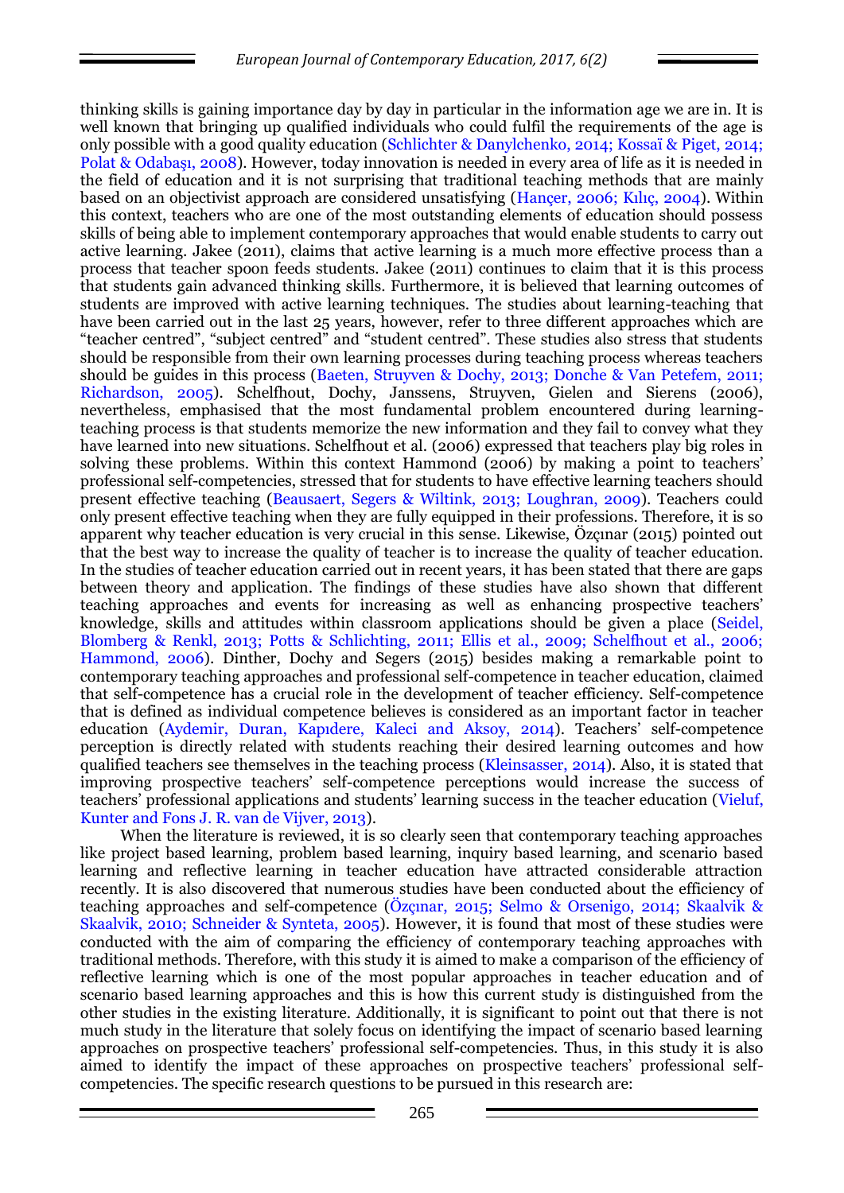thinking skills is gaining importance day by day in particular in the information age we are in. It is well known that bringing up qualified individuals who could fulfil the requirements of the age is only possible with a good quality education (Schlichter & Danylchenko, 2014; Kossaï & Piget, 2014; Polat & Odabaşı, 2008). However, today innovation is needed in every area of life as it is needed in the field of education and it is not surprising that traditional teaching methods that are mainly based on an objectivist approach are considered unsatisfying (Hançer, 2006; Kılıç, 2004). Within this context, teachers who are one of the most outstanding elements of education should possess skills of being able to implement contemporary approaches that would enable students to carry out active learning. Jakee (2011), claims that active learning is a much more effective process than a process that teacher spoon feeds students. Jakee (2011) continues to claim that it is this process that students gain advanced thinking skills. Furthermore, it is believed that learning outcomes of students are improved with active learning techniques. The studies about learning-teaching that have been carried out in the last 25 years, however, refer to three different approaches which are "teacher centred", "subject centred" and "student centred". These studies also stress that students should be responsible from their own learning processes during teaching process whereas teachers should be guides in this process (Baeten, Struyven & Dochy, 2013; Donche & Van Petefem, 2011; Richardson, 2005). Schelfhout, Dochy, Janssens, Struyven, Gielen and Sierens (2006), nevertheless, emphasised that the most fundamental problem encountered during learning-teaching process is that students memorize the new information and they fail to convey what they have learned into new situations. Schelfhout et al. (2006) expressed that teachers play big roles in solving these problems. Within this context Hammond (2006) by making a point to teachers' professional self-competencies, stressed that for students to have effective learning teachers should present effective teaching (Beausaert, Segers & Wiltink, 2013; Loughran, 2009). Teachers could only present effective teaching when they are fully equipped in their professions. Therefore, it is so apparent why teacher education is very crucial in this sense. Likewise, Özçınar (2015) pointed out that the best way to increase the quality of teacher is to increase the quality of teacher education. In the studies of teacher education carried out in recent years, it has been stated that there are gaps between theory and application. The findings of these studies have also shown that different teaching approaches and events for increasing as well as enhancing prospective teachers' knowledge, skills and attitudes within classroom applications should be given a place (Seidel, Blomberg & Renkl, 2013; Potts & Schlichting, 2011; Ellis et al., 2009; Schelfhout et al., 2006; Hammond, 2006). Dinther, Dochy and Segers (2015) besides making a remarkable point to contemporary teaching approaches and professional self-competence in teacher education, claimed that self-competence has a crucial role in the development of teacher efficiency. Self-competence that is defined as individual competence believes is considered as an important factor in teacher education (Aydemir, Duran, Kapıdere, Kaleci and Aksoy, 2014). Teachers' self-competence perception is directly related with students reaching their desired learning outcomes and how qualified teachers see themselves in the teaching process (Kleinsasser, 2014). Also, it is stated that improving prospective teachers' self-competence perceptions would increase the success of teachers' professional applications and students' learning success in the teacher education (Vieluf, Kunter and Fons J. R. van de Vijver, 2013).

When the literature is reviewed, it is so clearly seen that contemporary teaching approaches like project based learning, problem based learning, inquiry based learning, and scenario based learning and reflective learning in teacher education have attracted considerable attraction recently. It is also discovered that numerous studies have been conducted about the efficiency of teaching approaches and self-competence (Özçınar, 2015; Selmo & Orsenigo, 2014; Skaalvik & Skaalvik, 2010; Schneider & Synteta, 2005). However, it is found that most of these studies were conducted with the aim of comparing the efficiency of contemporary teaching approaches with traditional methods. Therefore, with this study it is aimed to make a comparison of the efficiency of reflective learning which is one of the most popular approaches in teacher education and of scenario based learning approaches and this is how this current study is distinguished from the other studies in the existing literature. Additionally, it is significant to point out that there is not much study in the literature that solely focus on identifying the impact of scenario based learning approaches on prospective teachers' professional self-competencies. Thus, in this study it is also aimed to identify the impact of these approaches on prospective teachers' professional self-competencies. The specific research questions to be pursued in this research are: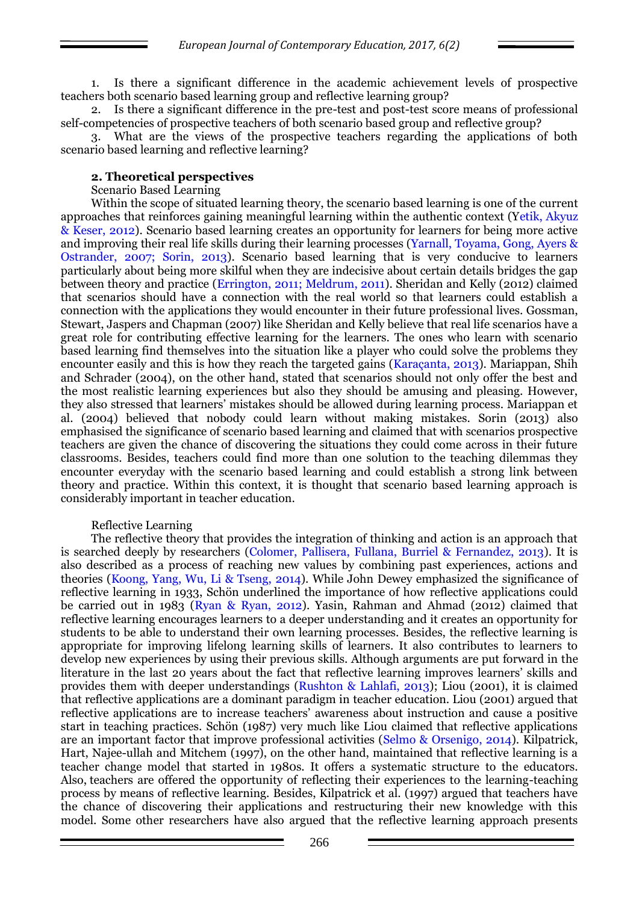1. Is there a significant difference in the academic achievement levels of prospective teachers both scenario based learning group and reflective learning group?
2. Is there a significant difference in the pre-test and post-test score means of professional self-competencies of prospective teachers of both scenario based group and reflective group?
3. What are the views of the prospective teachers regarding the applications of both scenario based learning and reflective learning?

## 2. Theoretical perspectives

### Scenario Based Learning

Within the scope of situated learning theory, the scenario based learning is one of the current approaches that reinforces gaining meaningful learning within the authentic context (Yetik, Akyuz & Keser, 2012). Scenario based learning creates an opportunity for learners for being more active and improving their real life skills during their learning processes (Yarnall, Toyama, Gong, Ayers & Ostrander, 2007; Sorin, 2013). Scenario based learning that is very conducive to learners particularly about being more skilful when they are indecisive about certain details bridges the gap between theory and practice (Errington, 2011; Meldrum, 2011). Sheridan and Kelly (2012) claimed that scenarios should have a connection with the real world so that learners could establish a connection with the applications they would encounter in their future professional lives. Gossman, Stewart, Jaspers and Chapman (2007) like Sheridan and Kelly believe that real life scenarios have a great role for contributing effective learning for the learners. The ones who learn with scenario based learning find themselves into the situation like a player who could solve the problems they encounter easily and this is how they reach the targeted gains (Karaçanta, 2013). Mariappan, Shih and Schrader (2004), on the other hand, stated that scenarios should not only offer the best and the most realistic learning experiences but also they should be amusing and pleasing. However, they also stressed that learners' mistakes should be allowed during learning process. Mariappan et al. (2004) believed that nobody could learn without making mistakes. Sorin (2013) also emphasised the significance of scenario based learning and claimed that with scenarios prospective teachers are given the chance of discovering the situations they could come across in their future classrooms. Besides, teachers could find more than one solution to the teaching dilemmas they encounter everyday with the scenario based learning and could establish a strong link between theory and practice. Within this context, it is thought that scenario based learning approach is considerably important in teacher education.

### Reflective Learning

The reflective theory that provides the integration of thinking and action is an approach that is searched deeply by researchers (Colomer, Pallisera, Fullana, Burriel & Fernandez, 2013). It is also described as a process of reaching new values by combining past experiences, actions and theories (Koong, Yang, Wu, Li & Tseng, 2014). While John Dewey emphasized the significance of reflective learning in 1933, Schön underlined the importance of how reflective applications could be carried out in 1983 (Ryan & Ryan, 2012). Yasin, Rahman and Ahmad (2012) claimed that reflective learning encourages learners to a deeper understanding and it creates an opportunity for students to be able to understand their own learning processes. Besides, the reflective learning is appropriate for improving lifelong learning skills of learners. It also contributes to learners to develop new experiences by using their previous skills. Although arguments are put forward in the literature in the last 20 years about the fact that reflective learning improves learners' skills and provides them with deeper understandings (Rushton & Lahlafi, 2013); Liou (2001), it is claimed that reflective applications are a dominant paradigm in teacher education. Liou (2001) argued that reflective applications are to increase teachers' awareness about instruction and cause a positive start in teaching practices. Schön (1987) very much like Liou claimed that reflective applications are an important factor that improve professional activities (Selmo & Orsenigo, 2014). Kilpatrick, Hart, Najee-ullah and Mitchem (1997), on the other hand, maintained that reflective learning is a teacher change model that started in 1980s. It offers a systematic structure to the educators. Also, teachers are offered the opportunity of reflecting their experiences to the learning-teaching process by means of reflective learning. Besides, Kilpatrick et al. (1997) argued that teachers have the chance of discovering their applications and restructuring their new knowledge with this model. Some other researchers have also argued that the reflective learning approach presents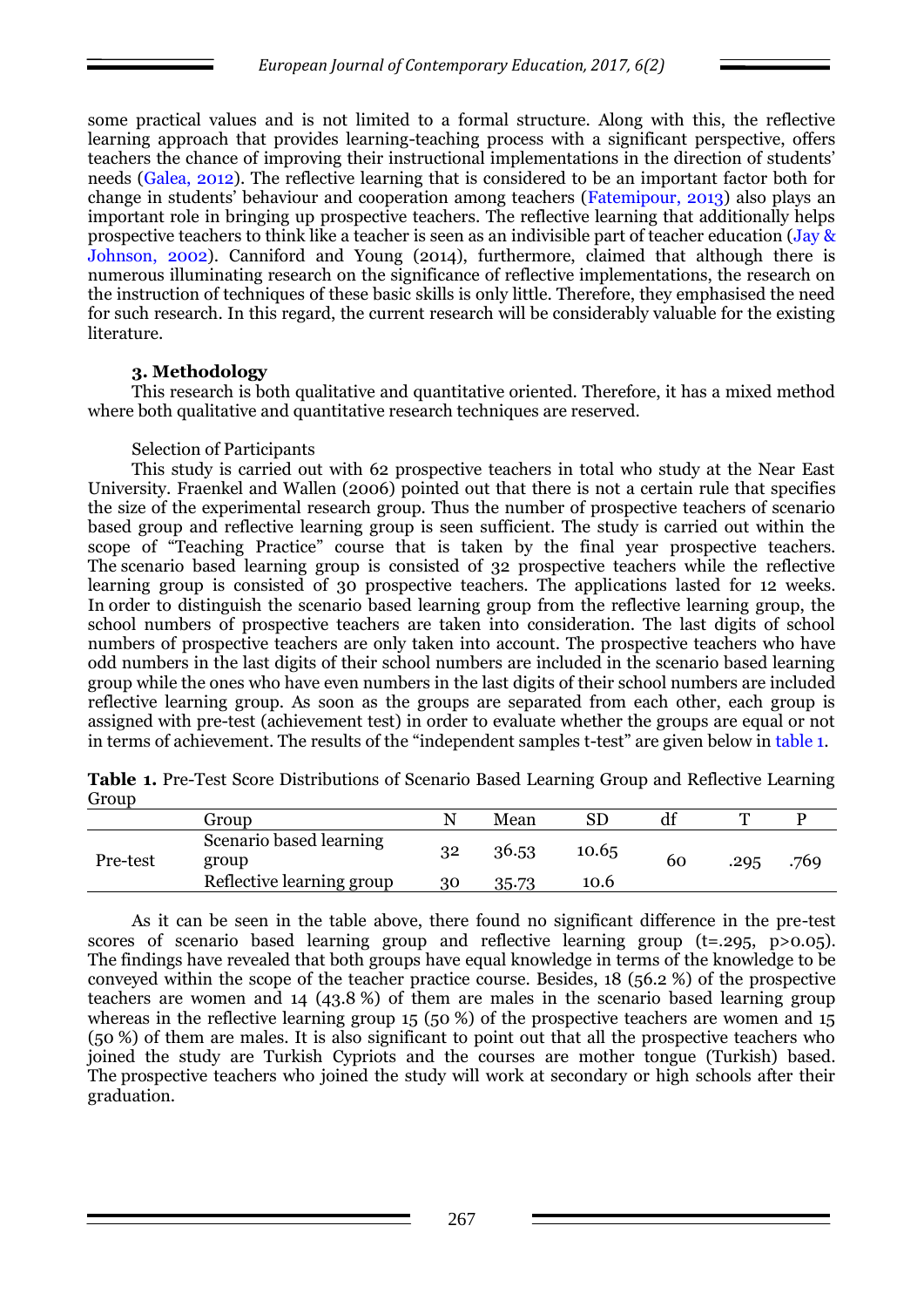some practical values and is not limited to a formal structure. Along with this, the reflective learning approach that provides learning-teaching process with a significant perspective, offers teachers the chance of improving their instructional implementations in the direction of students' needs (Galea, 2012). The reflective learning that is considered to be an important factor both for change in students' behaviour and cooperation among teachers (Fatemipour, 2013) also plays an important role in bringing up prospective teachers. The reflective learning that additionally helps prospective teachers to think like a teacher is seen as an indivisible part of teacher education (Jay & Johnson, 2002). Canniford and Young (2014), furthermore, claimed that although there is numerous illuminating research on the significance of reflective implementations, the research on the instruction of techniques of these basic skills is only little. Therefore, they emphasised the need for such research. In this regard, the current research will be considerably valuable for the existing literature.

## 3. Methodology

This research is both qualitative and quantitative oriented. Therefore, it has a mixed method where both qualitative and quantitative research techniques are reserved.

Selection of Participants

This study is carried out with 62 prospective teachers in total who study at the Near East University. Fraenkel and Wallen (2006) pointed out that there is not a certain rule that specifies the size of the experimental research group. Thus the number of prospective teachers of scenario based group and reflective learning group is seen sufficient. The study is carried out within the scope of "Teaching Practice" course that is taken by the final year prospective teachers. The scenario based learning group is consisted of 32 prospective teachers while the reflective learning group is consisted of 30 prospective teachers. The applications lasted for 12 weeks. In order to distinguish the scenario based learning group from the reflective learning group, the school numbers of prospective teachers are taken into consideration. The last digits of school numbers of prospective teachers are only taken into account. The prospective teachers who have odd numbers in the last digits of their school numbers are included in the scenario based learning group while the ones who have even numbers in the last digits of their school numbers are included reflective learning group. As soon as the groups are separated from each other, each group is assigned with pre-test (achievement test) in order to evaluate whether the groups are equal or not in terms of achievement. The results of the "independent samples t-test" are given below in table 1.

**Table 1.** Pre-Test Score Distributions of Scenario Based Learning Group and Reflective Learning Group

| | Group | N | Mean | SD | df | T | P |
|---|---|---|---|---|---|---|---|
| Pre-test | Scenario based learning group | 32 | 36.53 | 10.65 | 60 | .295 | .769 |
| | Reflective learning group | 30 | 35.73 | 10.6 | | | |

As it can be seen in the table above, there found no significant difference in the pre-test scores of scenario based learning group and reflective learning group ($t=.295$, $p>0.05$). The findings have revealed that both groups have equal knowledge in terms of the knowledge to be conveyed within the scope of the teacher practice course. Besides, 18 (56.2 %) of the prospective teachers are women and 14 (43.8 %) of them are males in the scenario based learning group whereas in the reflective learning group 15 (50 %) of the prospective teachers are women and 15 (50 %) of them are males. It is also significant to point out that all the prospective teachers who joined the study are Turkish Cypriots and the courses are mother tongue (Turkish) based. The prospective teachers who joined the study will work at secondary or high schools after their graduation.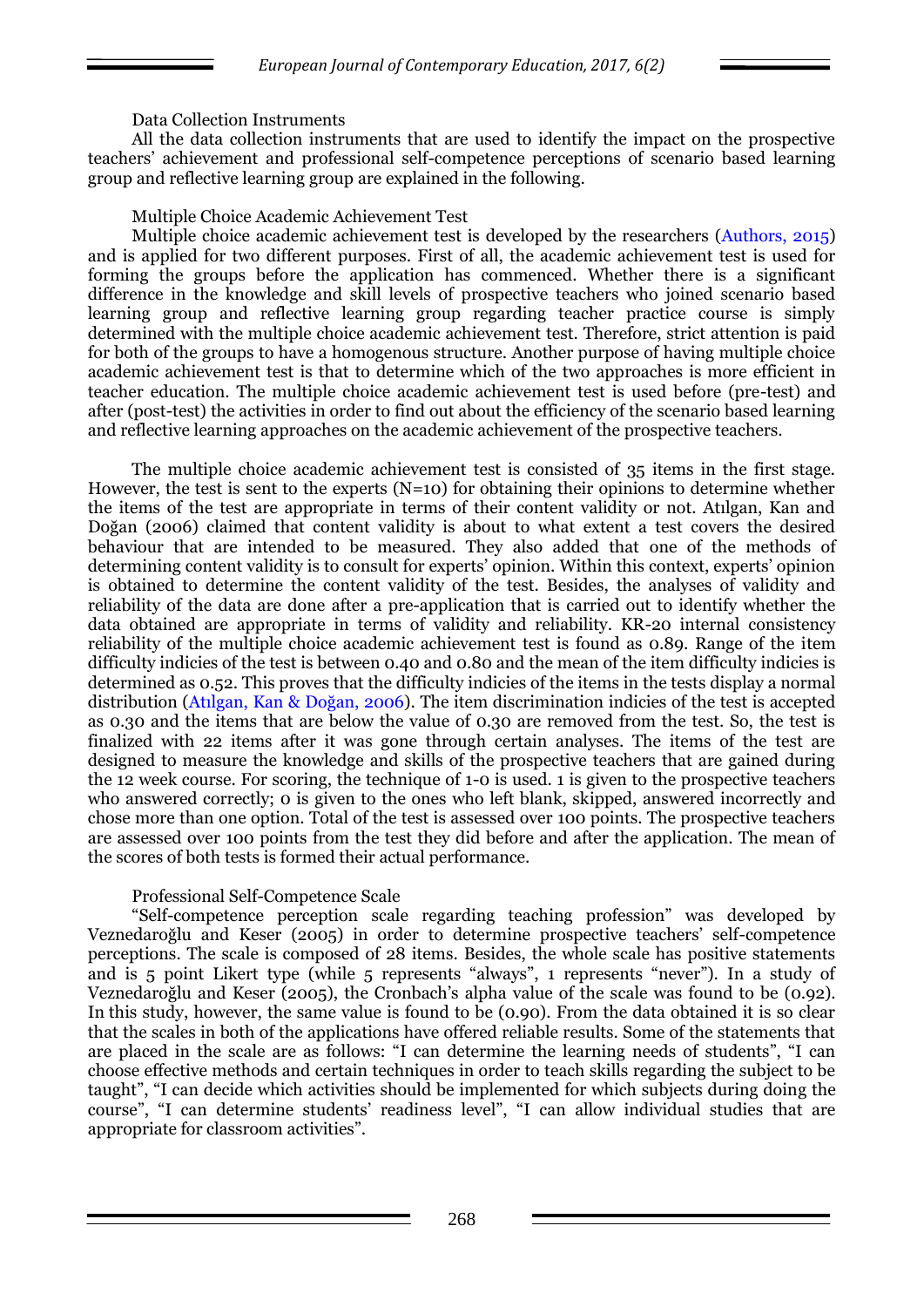### Data Collection Instruments

All the data collection instruments that are used to identify the impact on the prospective teachers' achievement and professional self-competence perceptions of scenario based learning group and reflective learning group are explained in the following.

#### Multiple Choice Academic Achievement Test

Multiple choice academic achievement test is developed by the researchers (Authors, 2015) and is applied for two different purposes. First of all, the academic achievement test is used for forming the groups before the application has commenced. Whether there is a significant difference in the knowledge and skill levels of prospective teachers who joined scenario based learning group and reflective learning group regarding teacher practice course is simply determined with the multiple choice academic achievement test. Therefore, strict attention is paid for both of the groups to have a homogenous structure. Another purpose of having multiple choice academic achievement test is that to determine which of the two approaches is more efficient in teacher education. The multiple choice academic achievement test is used before (pre-test) and after (post-test) the activities in order to find out about the efficiency of the scenario based learning and reflective learning approaches on the academic achievement of the prospective teachers.

The multiple choice academic achievement test is consisted of 35 items in the first stage. However, the test is sent to the experts (N=10) for obtaining their opinions to determine whether the items of the test are appropriate in terms of their content validity or not. Atılgan, Kan and Doğan (2006) claimed that content validity is about to what extent a test covers the desired behaviour that are intended to be measured. They also added that one of the methods of determining content validity is to consult for experts' opinion. Within this context, experts' opinion is obtained to determine the content validity of the test. Besides, the analyses of validity and reliability of the data are done after a pre-application that is carried out to identify whether the data obtained are appropriate in terms of validity and reliability. KR-20 internal consistency reliability of the multiple choice academic achievement test is found as 0.89. Range of the item difficulty indicies of the test is between 0.40 and 0.80 and the mean of the item difficulty indicies is determined as 0.52. This proves that the difficulty indicies of the items in the tests display a normal distribution (Atılgan, Kan & Doğan, 2006). The item discrimination indicies of the test is accepted as 0.30 and the items that are below the value of 0.30 are removed from the test. So, the test is finalized with 22 items after it was gone through certain analyses. The items of the test are designed to measure the knowledge and skills of the prospective teachers that are gained during the 12 week course. For scoring, the technique of 1-0 is used. 1 is given to the prospective teachers who answered correctly; 0 is given to the ones who left blank, skipped, answered incorrectly and chose more than one option. Total of the test is assessed over 100 points. The prospective teachers are assessed over 100 points from the test they did before and after the application. The mean of the scores of both tests is formed their actual performance.

#### Professional Self-Competence Scale

"Self-competence perception scale regarding teaching profession" was developed by Veznedaroğlu and Keser (2005) in order to determine prospective teachers' self-competence perceptions. The scale is composed of 28 items. Besides, the whole scale has positive statements and is 5 point Likert type (while 5 represents "always", 1 represents "never"). In a study of Veznedaroğlu and Keser (2005), the Cronbach's alpha value of the scale was found to be (0.92). In this study, however, the same value is found to be (0.90). From the data obtained it is so clear that the scales in both of the applications have offered reliable results. Some of the statements that are placed in the scale are as follows: "I can determine the learning needs of students", "I can choose effective methods and certain techniques in order to teach skills regarding the subject to be taught", "I can decide which activities should be implemented for which subjects during doing the course", "I can determine students' readiness level", "I can allow individual studies that are appropriate for classroom activities".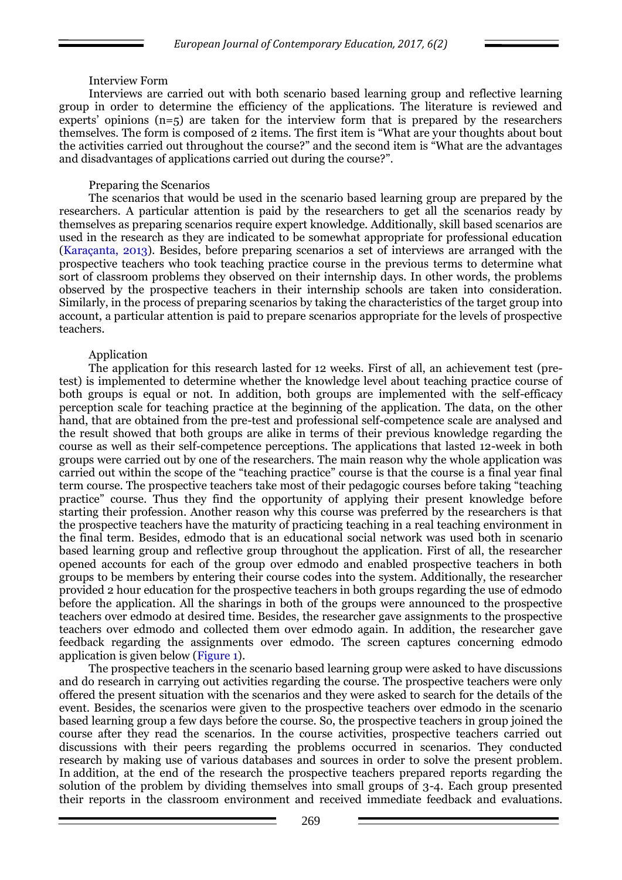### Interview Form

Interviews are carried out with both scenario based learning group and reflective learning group in order to determine the efficiency of the applications. The literature is reviewed and experts' opinions (n=5) are taken for the interview form that is prepared by the researchers themselves. The form is composed of 2 items. The first item is "What are your thoughts about bout the activities carried out throughout the course?" and the second item is "What are the advantages and disadvantages of applications carried out during the course?".

### Preparing the Scenarios

The scenarios that would be used in the scenario based learning group are prepared by the researchers. A particular attention is paid by the researchers to get all the scenarios ready by themselves as preparing scenarios require expert knowledge. Additionally, skill based scenarios are used in the research as they are indicated to be somewhat appropriate for professional education (Karaçanta, 2013). Besides, before preparing scenarios a set of interviews are arranged with the prospective teachers who took teaching practice course in the previous terms to determine what sort of classroom problems they observed on their internship days. In other words, the problems observed by the prospective teachers in their internship schools are taken into consideration. Similarly, in the process of preparing scenarios by taking the characteristics of the target group into account, a particular attention is paid to prepare scenarios appropriate for the levels of prospective teachers.

### Application

The application for this research lasted for 12 weeks. First of all, an achievement test (pre-test) is implemented to determine whether the knowledge level about teaching practice course of both groups is equal or not. In addition, both groups are implemented with the self-efficacy perception scale for teaching practice at the beginning of the application. The data, on the other hand, that are obtained from the pre-test and professional self-competence scale are analysed and the result showed that both groups are alike in terms of their previous knowledge regarding the course as well as their self-competence perceptions. The applications that lasted 12-week in both groups were carried out by one of the researchers. The main reason why the whole application was carried out within the scope of the "teaching practice" course is that the course is a final year final term course. The prospective teachers take most of their pedagogic courses before taking "teaching practice" course. Thus they find the opportunity of applying their present knowledge before starting their profession. Another reason why this course was preferred by the researchers is that the prospective teachers have the maturity of practicing teaching in a real teaching environment in the final term. Besides, edmodo that is an educational social network was used both in scenario based learning group and reflective group throughout the application. First of all, the researcher opened accounts for each of the group over edmodo and enabled prospective teachers in both groups to be members by entering their course codes into the system. Additionally, the researcher provided 2 hour education for the prospective teachers in both groups regarding the use of edmodo before the application. All the sharings in both of the groups were announced to the prospective teachers over edmodo at desired time. Besides, the researcher gave assignments to the prospective teachers over edmodo and collected them over edmodo again. In addition, the researcher gave feedback regarding the assignments over edmodo. The screen captures concerning edmodo application is given below (Figure 1).

The prospective teachers in the scenario based learning group were asked to have discussions and do research in carrying out activities regarding the course. The prospective teachers were only offered the present situation with the scenarios and they were asked to search for the details of the event. Besides, the scenarios were given to the prospective teachers over edmodo in the scenario based learning group a few days before the course. So, the prospective teachers in group joined the course after they read the scenarios. In the course activities, prospective teachers carried out discussions with their peers regarding the problems occurred in scenarios. They conducted research by making use of various databases and sources in order to solve the present problem. In addition, at the end of the research the prospective teachers prepared reports regarding the solution of the problem by dividing themselves into small groups of 3-4. Each group presented their reports in the classroom environment and received immediate feedback and evaluations.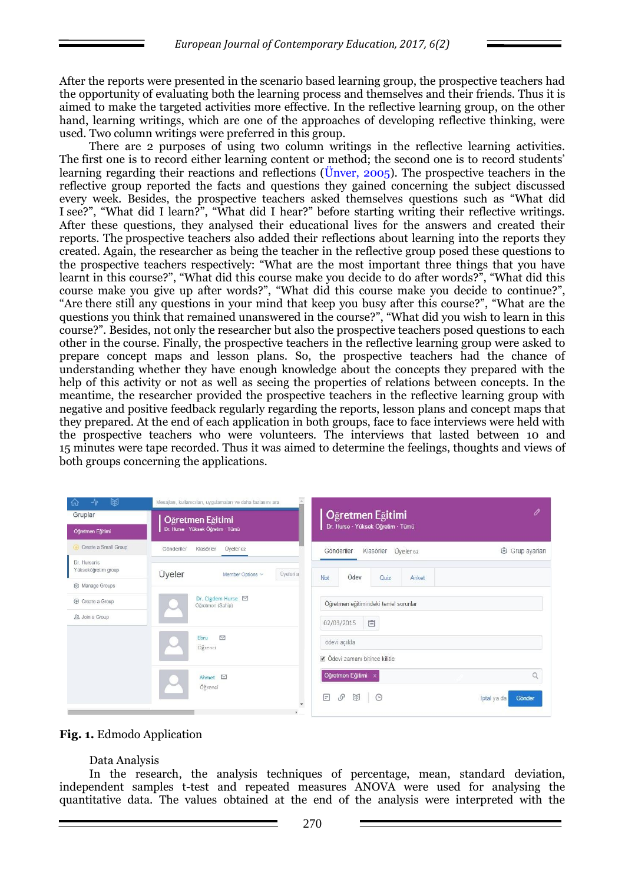After the reports were presented in the scenario based learning group, the prospective teachers had the opportunity of evaluating both the learning process and themselves and their friends. Thus it is aimed to make the targeted activities more effective. In the reflective learning group, on the other hand, learning writings, which are one of the approaches of developing reflective thinking, were used. Two column writings were preferred in this group.

There are 2 purposes of using two column writings in the reflective learning activities. The first one is to record either learning content or method; the second one is to record students' learning regarding their reactions and reflections (Ünver, 2005). The prospective teachers in the reflective group reported the facts and questions they gained concerning the subject discussed every week. Besides, the prospective teachers asked themselves questions such as "What did I see?", "What did I learn?", "What did I hear?" before starting writing their reflective writings. After these questions, they analysed their educational lives for the answers and created their reports. The prospective teachers also added their reflections about learning into the reports they created. Again, the researcher as being the teacher in the reflective group posed these questions to the prospective teachers respectively: "What are the most important three things that you have learnt in this course?", "What did this course make you decide to do after words?", "What did this course make you give up after words?", "What did this course make you decide to continue?", "Are there still any questions in your mind that keep you busy after this course?", "What are the questions you think that remained unanswered in the course?", "What did you wish to learn in this course?". Besides, not only the researcher but also the prospective teachers posed questions to each other in the course. Finally, the prospective teachers in the reflective learning group were asked to prepare concept maps and lesson plans. So, the prospective teachers had the chance of understanding whether they have enough knowledge about the concepts they prepared with the help of this activity or not as well as seeing the properties of relations between concepts. In the meantime, the researcher provided the prospective teachers in the reflective learning group with negative and positive feedback regularly regarding the reports, lesson plans and concept maps that they prepared. At the end of each application in both groups, face to face interviews were held with the prospective teachers who were volunteers. The interviews that lasted between 10 and 15 minutes were tape recorded. Thus it was aimed to determine the feelings, thoughts and views of both groups concerning the applications.

**Fig. 1.** Edmodo Application

Data Analysis

In the research, the analysis techniques of percentage, mean, standard deviation, independent samples t-test and repeated measures ANOVA were used for analysing the quantitative data. The values obtained at the end of the analysis were interpreted with the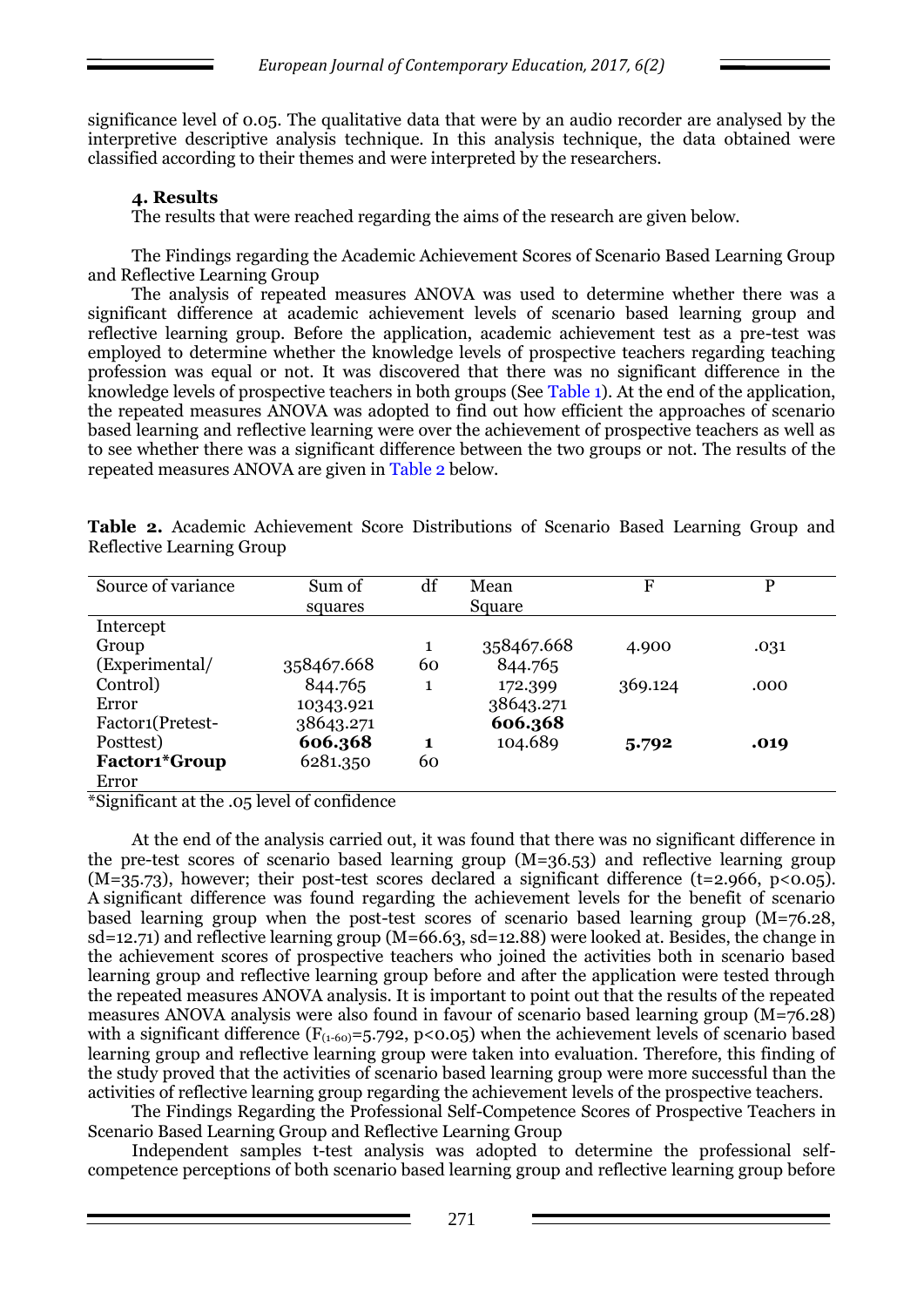significance level of 0.05. The qualitative data that were by an audio recorder are analysed by the interpretive descriptive analysis technique. In this analysis technique, the data obtained were classified according to their themes and were interpreted by the researchers.

## 4. Results

The results that were reached regarding the aims of the research are given below.

The Findings regarding the Academic Achievement Scores of Scenario Based Learning Group and Reflective Learning Group

The analysis of repeated measures ANOVA was used to determine whether there was a significant difference at academic achievement levels of scenario based learning group and reflective learning group. Before the application, academic achievement test as a pre-test was employed to determine whether the knowledge levels of prospective teachers regarding teaching profession was equal or not. It was discovered that there was no significant difference in the knowledge levels of prospective teachers in both groups (See Table 1). At the end of the application, the repeated measures ANOVA was adopted to find out how efficient the approaches of scenario based learning and reflective learning were over the achievement of prospective teachers as well as to see whether there was a significant difference between the two groups or not. The results of the repeated measures ANOVA are given in Table 2 below.

**Table 2.** Academic Achievement Score Distributions of Scenario Based Learning Group and Reflective Learning Group

| Source of variance | Sum of squares | df | Mean Square | F | P |
|---|---|---|---|---|---|
| Intercept | | | | | |
| Group | | 1 | 358467.668 | 4.900 | .031 |
| (Experimental/ | 358467.668 | 60 | 844.765 | | |
| Control) | 844.765 | 1 | 172.399 | 369.124 | .000 |
| Error | 10343.921 | | 38643.271 | | |
| Factor1(Pretest- | 38643.271 | | **606.368** | | |
| Posttest) | **606.368** | **1** | 104.689 | **5.792** | **.019** |
| **Factor1*Group** | 6281.350 | 60 | | | |
| Error | | | | | |

*Significant at the .05 level of confidence

At the end of the analysis carried out, it was found that there was no significant difference in the pre-test scores of scenario based learning group (M=36.53) and reflective learning group (M=35.73), however; their post-test scores declared a significant difference ($t=2.966$, $p<0.05$). A significant difference was found regarding the achievement levels for the benefit of scenario based learning group when the post-test scores of scenario based learning group (M=76.28, sd=12.71) and reflective learning group (M=66.63, sd=12.88) were looked at. Besides, the change in the achievement scores of prospective teachers who joined the activities both in scenario based learning group and reflective learning group before and after the application were tested through the repeated measures ANOVA analysis. It is important to point out that the results of the repeated measures ANOVA analysis were also found in favour of scenario based learning group (M=76.28) with a significant difference ($F_{(1\text{-}60)}=5.792$, $p<0.05$) when the achievement levels of scenario based learning group and reflective learning group were taken into evaluation. Therefore, this finding of the study proved that the activities of scenario based learning group were more successful than the activities of reflective learning group regarding the achievement levels of the prospective teachers.

The Findings Regarding the Professional Self-Competence Scores of Prospective Teachers in Scenario Based Learning Group and Reflective Learning Group

Independent samples t-test analysis was adopted to determine the professional self-competence perceptions of both scenario based learning group and reflective learning group before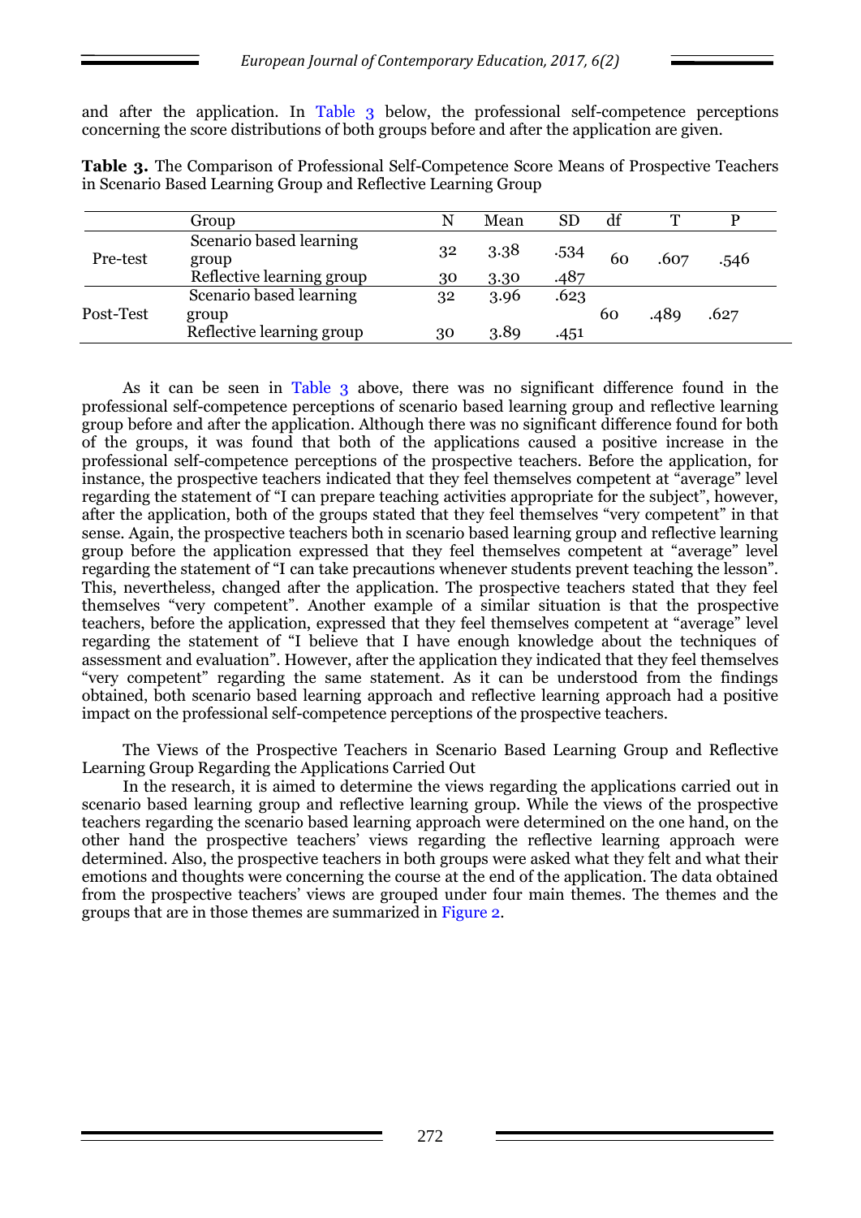and after the application. In Table 3 below, the professional self-competence perceptions concerning the score distributions of both groups before and after the application are given.

**Table 3.** The Comparison of Professional Self-Competence Score Means of Prospective Teachers in Scenario Based Learning Group and Reflective Learning Group

| | Group | N | Mean | SD | df | T | P |
|---|---|---|---|---|---|---|---|
| Pre-test | Scenario based learning group | 32 | 3.38 | .534 | 60 | .607 | .546 |
| | Reflective learning group | 30 | 3.30 | .487 | | | |
| Post-Test | Scenario based learning group | 32 | 3.96 | .623 | 60 | .489 | .627 |
| | Reflective learning group | 30 | 3.89 | .451 | | | |

As it can be seen in Table 3 above, there was no significant difference found in the professional self-competence perceptions of scenario based learning group and reflective learning group before and after the application. Although there was no significant difference found for both of the groups, it was found that both of the applications caused a positive increase in the professional self-competence perceptions of the prospective teachers. Before the application, for instance, the prospective teachers indicated that they feel themselves competent at "average" level regarding the statement of "I can prepare teaching activities appropriate for the subject", however, after the application, both of the groups stated that they feel themselves "very competent" in that sense. Again, the prospective teachers both in scenario based learning group and reflective learning group before the application expressed that they feel themselves competent at "average" level regarding the statement of "I can take precautions whenever students prevent teaching the lesson". This, nevertheless, changed after the application. The prospective teachers stated that they feel themselves "very competent". Another example of a similar situation is that the prospective teachers, before the application, expressed that they feel themselves competent at "average" level regarding the statement of "I believe that I have enough knowledge about the techniques of assessment and evaluation". However, after the application they indicated that they feel themselves "very competent" regarding the same statement. As it can be understood from the findings obtained, both scenario based learning approach and reflective learning approach had a positive impact on the professional self-competence perceptions of the prospective teachers.

The Views of the Prospective Teachers in Scenario Based Learning Group and Reflective Learning Group Regarding the Applications Carried Out

In the research, it is aimed to determine the views regarding the applications carried out in scenario based learning group and reflective learning group. While the views of the prospective teachers regarding the scenario based learning approach were determined on the one hand, on the other hand the prospective teachers' views regarding the reflective learning approach were determined. Also, the prospective teachers in both groups were asked what they felt and what their emotions and thoughts were concerning the course at the end of the application. The data obtained from the prospective teachers' views are grouped under four main themes. The themes and the groups that are in those themes are summarized in Figure 2.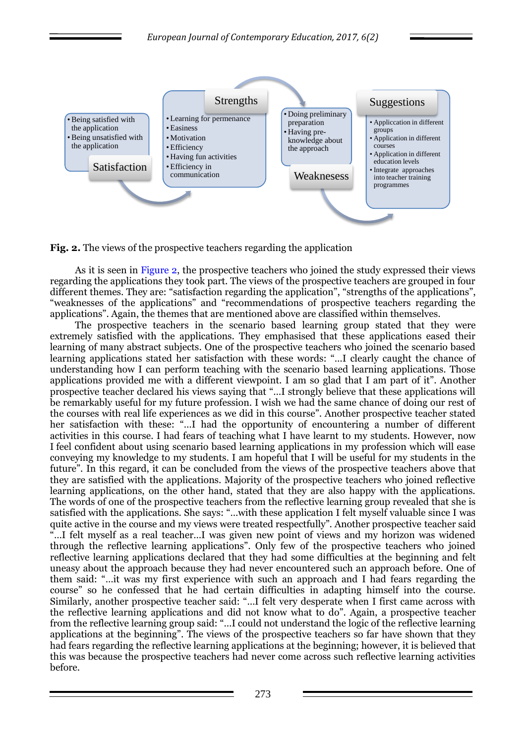Satisfaction
- Being satisfied with the application
- Being unsatisfied with the application

Strengths
- Learning for permenance
- Easiness
- Motivation
- Efficiency
- Having fun activities
- Efficiency in communication

Weakenesses
- Doing preliminary preparation
- Having pre-knowledge about the approach

Suggestions
- Applicaction in different groups
- Application in different courses
- Application in different education levels
- Integrate approaches into teacher training programmes

**Fig. 2.** The views of the prospective teachers regarding the application

As it is seen in Figure 2, the prospective teachers who joined the study expressed their views regarding the applications they took part. The views of the prospective teachers are grouped in four different themes. They are: "satisfaction regarding the application", "strengths of the applications", "weaknesses of the applications" and "recommendations of prospective teachers regarding the applications". Again, the themes that are mentioned above are classified within themselves.

The prospective teachers in the scenario based learning group stated that they were extremely satisfied with the applications. They emphasised that these applications eased their learning of many abstract subjects. One of the prospective teachers who joined the scenario based learning applications stated her satisfaction with these words: "...I clearly caught the chance of understanding how I can perform teaching with the scenario based learning applications. Those applications provided me with a different viewpoint. I am so glad that I am part of it". Another prospective teacher declared his views saying that "...I strongly believe that these applications will be remarkably useful for my future profession. I wish we had the same chance of doing our rest of the courses with real life experiences as we did in this course". Another prospective teacher stated her satisfaction with these: "...I had the opportunity of encountering a number of different activities in this course. I had fears of teaching what I have learnt to my students. However, now I feel confident about using scenario based learning applications in my profession which will ease conveying my knowledge to my students. I am hopeful that I will be useful for my students in the future". In this regard, it can be concluded from the views of the prospective teachers above that they are satisfied with the applications. Majority of the prospective teachers who joined reflective learning applications, on the other hand, stated that they are also happy with the applications. The words of one of the prospective teachers from the reflective learning group revealed that she is satisfied with the applications. She says: "...with these application I felt myself valuable since I was quite active in the course and my views were treated respectfully". Another prospective teacher said "...I felt myself as a real teacher...I was given new point of views and my horizon was widened through the reflective learning applications". Only few of the prospective teachers who joined reflective learning applications declared that they had some difficulties at the beginning and felt uneasy about the approach because they had never encountered such an approach before. One of them said: "...it was my first experience with such an approach and I had fears regarding the course" so he confessed that he had certain difficulties in adapting himself into the course. Similarly, another prospective teacher said: "...I felt very desperate when I first came across with the reflective learning applications and did not know what to do". Again, a prospective teacher from the reflective learning group said: "...I could not understand the logic of the reflective learning applications at the beginning". The views of the prospective teachers so far have shown that they had fears regarding the reflective learning applications at the beginning; however, it is believed that this was because the prospective teachers had never come across such reflective learning activities before.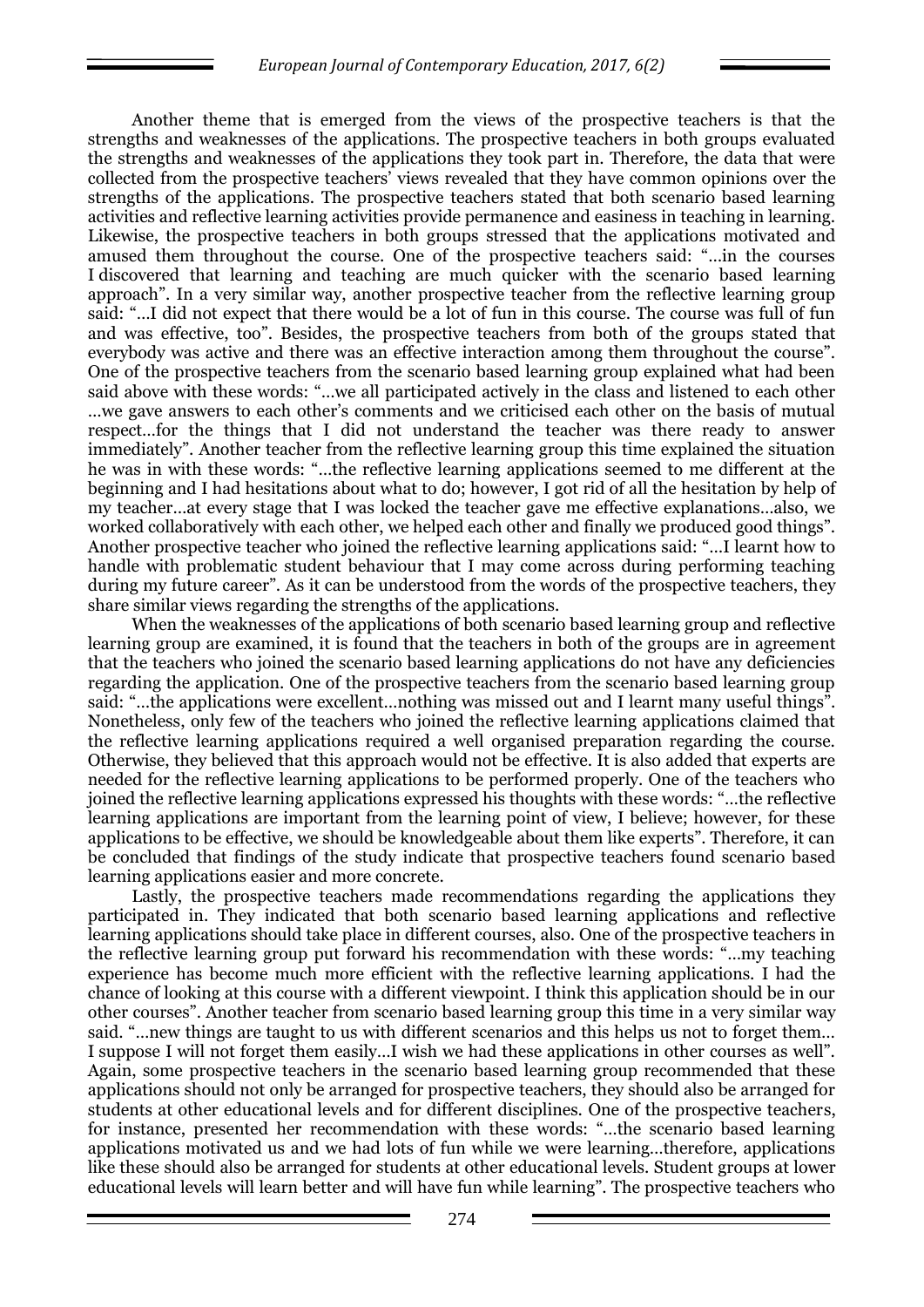Another theme that is emerged from the views of the prospective teachers is that the strengths and weaknesses of the applications. The prospective teachers in both groups evaluated the strengths and weaknesses of the applications they took part in. Therefore, the data that were collected from the prospective teachers' views revealed that they have common opinions over the strengths of the applications. The prospective teachers stated that both scenario based learning activities and reflective learning activities provide permanence and easiness in teaching in learning. Likewise, the prospective teachers in both groups stressed that the applications motivated and amused them throughout the course. One of the prospective teachers said: "…in the courses I discovered that learning and teaching are much quicker with the scenario based learning approach". In a very similar way, another prospective teacher from the reflective learning group said: "…I did not expect that there would be a lot of fun in this course. The course was full of fun and was effective, too". Besides, the prospective teachers from both of the groups stated that everybody was active and there was an effective interaction among them throughout the course". One of the prospective teachers from the scenario based learning group explained what had been said above with these words: "…we all participated actively in the class and listened to each other …we gave answers to each other's comments and we criticised each other on the basis of mutual respect…for the things that I did not understand the teacher was there ready to answer immediately". Another teacher from the reflective learning group this time explained the situation he was in with these words: "…the reflective learning applications seemed to me different at the beginning and I had hesitations about what to do; however, I got rid of all the hesitation by help of my teacher…at every stage that I was locked the teacher gave me effective explanations…also, we worked collaboratively with each other, we helped each other and finally we produced good things". Another prospective teacher who joined the reflective learning applications said: "…I learnt how to handle with problematic student behaviour that I may come across during performing teaching during my future career". As it can be understood from the words of the prospective teachers, they share similar views regarding the strengths of the applications.

When the weaknesses of the applications of both scenario based learning group and reflective learning group are examined, it is found that the teachers in both of the groups are in agreement that the teachers who joined the scenario based learning applications do not have any deficiencies regarding the application. One of the prospective teachers from the scenario based learning group said: "…the applications were excellent…nothing was missed out and I learnt many useful things". Nonetheless, only few of the teachers who joined the reflective learning applications claimed that the reflective learning applications required a well organised preparation regarding the course. Otherwise, they believed that this approach would not be effective. It is also added that experts are needed for the reflective learning applications to be performed properly. One of the teachers who joined the reflective learning applications expressed his thoughts with these words: "…the reflective learning applications are important from the learning point of view, I believe; however, for these applications to be effective, we should be knowledgeable about them like experts". Therefore, it can be concluded that findings of the study indicate that prospective teachers found scenario based learning applications easier and more concrete.

Lastly, the prospective teachers made recommendations regarding the applications they participated in. They indicated that both scenario based learning applications and reflective learning applications should take place in different courses, also. One of the prospective teachers in the reflective learning group put forward his recommendation with these words: "…my teaching experience has become much more efficient with the reflective learning applications. I had the chance of looking at this course with a different viewpoint. I think this application should be in our other courses". Another teacher from scenario based learning group this time in a very similar way said. "…new things are taught to us with different scenarios and this helps us not to forget them… I suppose I will not forget them easily…I wish we had these applications in other courses as well". Again, some prospective teachers in the scenario based learning group recommended that these applications should not only be arranged for prospective teachers, they should also be arranged for students at other educational levels and for different disciplines. One of the prospective teachers, for instance, presented her recommendation with these words: "…the scenario based learning applications motivated us and we had lots of fun while we were learning…therefore, applications like these should also be arranged for students at other educational levels. Student groups at lower educational levels will learn better and will have fun while learning". The prospective teachers who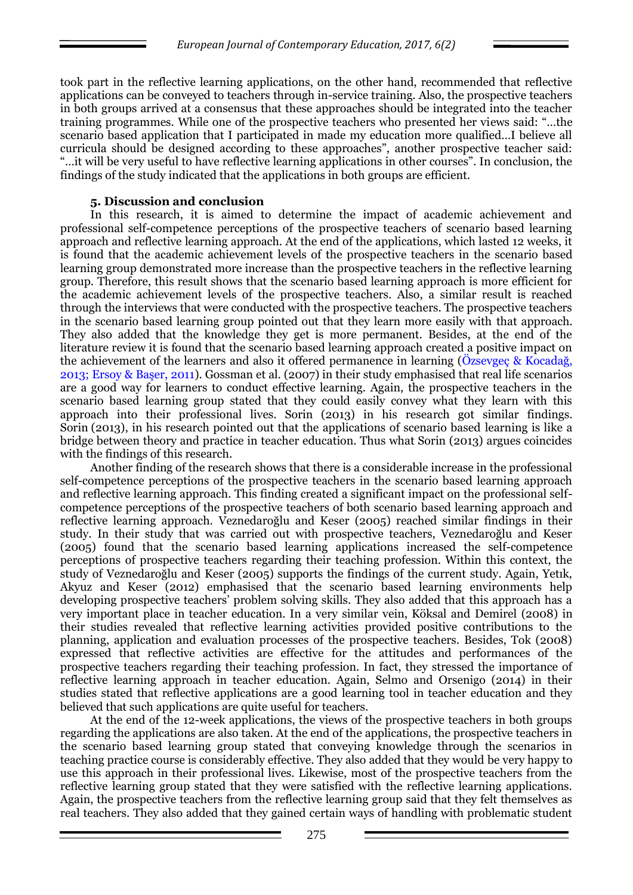took part in the reflective learning applications, on the other hand, recommended that reflective applications can be conveyed to teachers through in-service training. Also, the prospective teachers in both groups arrived at a consensus that these approaches should be integrated into the teacher training programmes. While one of the prospective teachers who presented her views said: "…the scenario based application that I participated in made my education more qualified…I believe all curricula should be designed according to these approaches", another prospective teacher said: "…it will be very useful to have reflective learning applications in other courses". In conclusion, the findings of the study indicated that the applications in both groups are efficient.

### 5. Discussion and conclusion

In this research, it is aimed to determine the impact of academic achievement and professional self-competence perceptions of the prospective teachers of scenario based learning approach and reflective learning approach. At the end of the applications, which lasted 12 weeks, it is found that the academic achievement levels of the prospective teachers in the scenario based learning group demonstrated more increase than the prospective teachers in the reflective learning group. Therefore, this result shows that the scenario based learning approach is more efficient for the academic achievement levels of the prospective teachers. Also, a similar result is reached through the interviews that were conducted with the prospective teachers. The prospective teachers in the scenario based learning group pointed out that they learn more easily with that approach. They also added that the knowledge they get is more permanent. Besides, at the end of the literature review it is found that the scenario based learning approach created a positive impact on the achievement of the learners and also it offered permanence in learning (Özsevgeç & Kocadağ, 2013; Ersoy & Başer, 2011). Gossman et al. (2007) in their study emphasised that real life scenarios are a good way for learners to conduct effective learning. Again, the prospective teachers in the scenario based learning group stated that they could easily convey what they learn with this approach into their professional lives. Sorin (2013) in his research got similar findings. Sorin (2013), in his research pointed out that the applications of scenario based learning is like a bridge between theory and practice in teacher education. Thus what Sorin (2013) argues coincides with the findings of this research.

Another finding of the research shows that there is a considerable increase in the professional self-competence perceptions of the prospective teachers in the scenario based learning approach and reflective learning approach. This finding created a significant impact on the professional self-competence perceptions of the prospective teachers of both scenario based learning approach and reflective learning approach. Veznedaroğlu and Keser (2005) reached similar findings in their study. In their study that was carried out with prospective teachers, Veznedaroğlu and Keser (2005) found that the scenario based learning applications increased the self-competence perceptions of prospective teachers regarding their teaching profession. Within this context, the study of Veznedaroğlu and Keser (2005) supports the findings of the current study. Again, Yetık, Akyuz and Keser (2012) emphasised that the scenario based learning environments help developing prospective teachers' problem solving skills. They also added that this approach has a very important place in teacher education. In a very similar vein, Köksal and Demirel (2008) in their studies revealed that reflective learning activities provided positive contributions to the planning, application and evaluation processes of the prospective teachers. Besides, Tok (2008) expressed that reflective activities are effective for the attitudes and performances of the prospective teachers regarding their teaching profession. In fact, they stressed the importance of reflective learning approach in teacher education. Again, Selmo and Orsenigo (2014) in their studies stated that reflective applications are a good learning tool in teacher education and they believed that such applications are quite useful for teachers.

At the end of the 12-week applications, the views of the prospective teachers in both groups regarding the applications are also taken. At the end of the applications, the prospective teachers in the scenario based learning group stated that conveying knowledge through the scenarios in teaching practice course is considerably effective. They also added that they would be very happy to use this approach in their professional lives. Likewise, most of the prospective teachers from the reflective learning group stated that they were satisfied with the reflective learning applications. Again, the prospective teachers from the reflective learning group said that they felt themselves as real teachers. They also added that they gained certain ways of handling with problematic student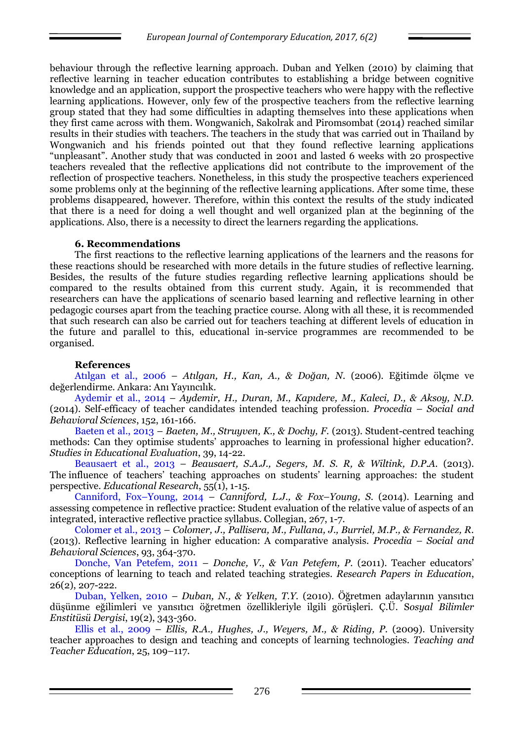behaviour through the reflective learning approach. Duban and Yelken (2010) by claiming that reflective learning in teacher education contributes to establishing a bridge between cognitive knowledge and an application, support the prospective teachers who were happy with the reflective learning applications. However, only few of the prospective teachers from the reflective learning group stated that they had some difficulties in adapting themselves into these applications when they first came across with them. Wongwanich, Sakolrak and Piromsombat (2014) reached similar results in their studies with teachers. The teachers in the study that was carried out in Thailand by Wongwanich and his friends pointed out that they found reflective learning applications "unpleasant". Another study that was conducted in 2001 and lasted 6 weeks with 20 prospective teachers revealed that the reflective applications did not contribute to the improvement of the reflection of prospective teachers. Nonetheless, in this study the prospective teachers experienced some problems only at the beginning of the reflective learning applications. After some time, these problems disappeared, however. Therefore, within this context the results of the study indicated that there is a need for doing a well thought and well organized plan at the beginning of the applications. Also, there is a necessity to direct the learners regarding the applications.

## 6. Recommendations

The first reactions to the reflective learning applications of the learners and the reasons for these reactions should be researched with more details in the future studies of reflective learning. Besides, the results of the future studies regarding reflective learning applications should be compared to the results obtained from this current study. Again, it is recommended that researchers can have the applications of scenario based learning and reflective learning in other pedagogic courses apart from the teaching practice course. Along with all these, it is recommended that such research can also be carried out for teachers teaching at different levels of education in the future and parallel to this, educational in-service programmes are recommended to be organised.

## References

Atılgan et al., 2006 – *Atılgan, H., Kan, A., & Doğan, N.* (2006). Eğitimde ölçme ve değerlendirme. Ankara: Anı Yayıncılık.

Aydemir et al., 2014 – *Aydemir, H., Duran, M., Kapıdere, M., Kaleci, D., & Aksoy, N.D.* (2014). Self-efficacy of teacher candidates intended teaching profession. *Procedia – Social and Behavioral Sciences*, 152, 161-166.

Baeten et al., 2013 – *Baeten, M., Struyven, K., & Dochy, F.* (2013). Student-centred teaching methods: Can they optimise students' approaches to learning in professional higher education?. *Studies in Educational Evaluation*, 39, 14-22.

Beausaert et al., 2013 – *Beausaert, S.A.J., Segers, M. S. R, & Wiltink, D.P.A.* (2013). The influence of teachers' teaching approaches on students' learning approaches: the student perspective. *Educational Research*, 55(1), 1-15.

Canniford, Fox–Young, 2014 – *Canniford, L.J., & Fox–Young, S.* (2014). Learning and assessing competence in reflective practice: Student evaluation of the relative value of aspects of an integrated, interactive reflective practice syllabus. Collegian, 267, 1-7.

Colomer et al., 2013 – *Colomer, J., Pallisera, M., Fullana, J., Burriel, M.P., & Fernandez, R.* (2013). Reflective learning in higher education: A comparative analysis. *Procedia – Social and Behavioral Sciences*, 93, 364-370.

Donche, Van Petefem, 2011 – *Donche, V., & Van Petefem, P.* (2011). Teacher educators' conceptions of learning to teach and related teaching strategies. *Research Papers in Education*, 26(2), 207-222.

Duban, Yelken, 2010 – *Duban, N., & Yelken, T.Y.* (2010). Öğretmen adaylarının yansıtıcı düşünme eğilikleri ve yansıtıcı öğretmen özellikleriyle ilgili görüşleri. Ç.Ü. S*osyal Bilimler Enstitüsü Dergisi*, 19(2), 343-360.

Ellis et al., 2009 – *Ellis, R.A., Hughes, J., Weyers, M., & Riding, P.* (2009). University teacher approaches to design and teaching and concepts of learning technologies. *Teaching and Teacher Education*, 25, 109–117.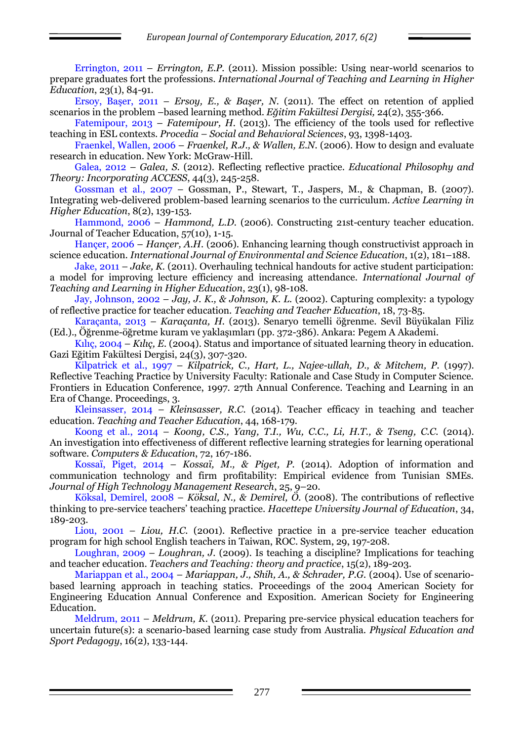Errington, 2011 – *Errington, E.P.* (2011). Mission possible: Using near-world scenarios to prepare graduates fort the professions. *International Journal of Teaching and Learning in Higher Education*, 23(1), 84-91.

Ersoy, Başer, 2011 – *Ersoy, E., & Başer, N.* (2011). The effect on retention of applied scenarios in the problem –based learning method. *Eğitim Fakültesi Dergisi,* 24(2), 355-366.

Fatemipour, 2013 – *Fatemipour, H.* (2013). The efficiency of the tools used for reflective teaching in ESL contexts. *Procedia – Social and Behavioral Sciences*, 93, 1398-1403.

Fraenkel, Wallen, 2006 – *Fraenkel, R.J., & Wallen, E.N.* (2006). How to design and evaluate research in education. New York: McGraw-Hill.

Galea, 2012 – *Galea, S.* (2012). Reflecting reflective practice. *Educational Philosophy and Theory: Incorporating ACCESS*, 44(3), 245-258.

Gossman et al., 2007 – Gossman, P., Stewart, T., Jaspers, M., & Chapman, B. (2007). Integrating web-delivered problem-based learning scenarios to the curriculum. *Active Learning in Higher Education*, 8(2), 139-153.

Hammond, 2006 – *Hammond, L.D.* (2006). Constructing 21st-century teacher education. Journal of Teacher Education, 57(10), 1-15.

Hançer, 2006 – *Hançer, A.H.* (2006). Enhancing learning though constructivist approach in science education. *International Journal of Environmental and Science Education*, 1(2), 181–188.

Jake, 2011 – *Jake, K.* (2011). Overhauling technical handouts for active student participation: a model for improving lecture efficiency and increasing attendance. *International Journal of Teaching and Learning in Higher Education*, 23(1), 98-108.

Jay, Johnson, 2002 – *Jay, J. K., & Johnson, K. L.* (2002). Capturing complexity: a typology of reflective practice for teacher education. *Teaching and Teacher Education*, 18, 73-85.

Karaçanta, 2013 – *Karaçanta, H.* (2013). Senaryo temelli öğrenme. Sevil Büyükalan Filiz (Ed.)., Öğrenme-öğretme kuram ve yaklaşımları (pp. 372-386). Ankara: Pegem A Akademi.

Kılıç, 2004 – *Kılıç, E.* (2004). Status and importance of situated learning theory in education. Gazi Eğitim Fakültesi Dergisi, 24(3), 307-320.

Kilpatrick et al., 1997 – *Kilpatrick, C., Hart, L., Najee-ullah, D., & Mitchem, P.* (1997). Reflective Teaching Practice by University Faculty: Rationale and Case Study in Computer Science. Frontiers in Education Conference, 1997. 27th Annual Conference. Teaching and Learning in an Era of Change. Proceedings, 3.

Kleinsasser, 2014 – *Kleinsasser, R.C.* (2014). Teacher efficacy in teaching and teacher education. *Teaching and Teacher Education*, 44, 168-179.

Koong et al., 2014 – *Koong, C.S., Yang, T.I., Wu, C.C., Li, H.T., & Tseng, C.C.* (2014). An investigation into effectiveness of different reflective learning strategies for learning operational software. *Computers & Education*, 72, 167-186.

Kossaï, Piget, 2014 – *Kossaï, M., & Piget, P.* (2014). Adoption of information and communication technology and firm profitability: Empirical evidence from Tunisian SMEs. *Journal of High Technology Management Research*, 25, 9–20.

Köksal, Demirel, 2008 – *Köksal, N., & Demirel, Ö.* (2008). The contributions of reflective thinking to pre-service teachers' teaching practice. *Hacettepe University Journal of Education*, 34, 189-203.

Liou, 2001 – *Liou, H.C.* (2001). Reflective practice in a pre-service teacher education program for high school English teachers in Taiwan, ROC. System, 29, 197-208.

Loughran, 2009 – *Loughran, J.* (2009). Is teaching a discipline? Implications for teaching and teacher education. *Teachers and Teaching: theory and practice*, 15(2), 189-203.

Mariappan et al., 2004 – *Mariappan, J., Shih, A., & Schrader, P.G.* (2004). Use of scenario-based learning approach in teaching statics. Proceedings of the 2004 American Society for Engineering Education Annual Conference and Exposition. American Society for Engineering Education.

Meldrum, 2011 – *Meldrum, K.* (2011). Preparing pre-service physical education teachers for uncertain future(s): a scenario-based learning case study from Australia. *Physical Education and Sport Pedagogy*, 16(2), 133-144.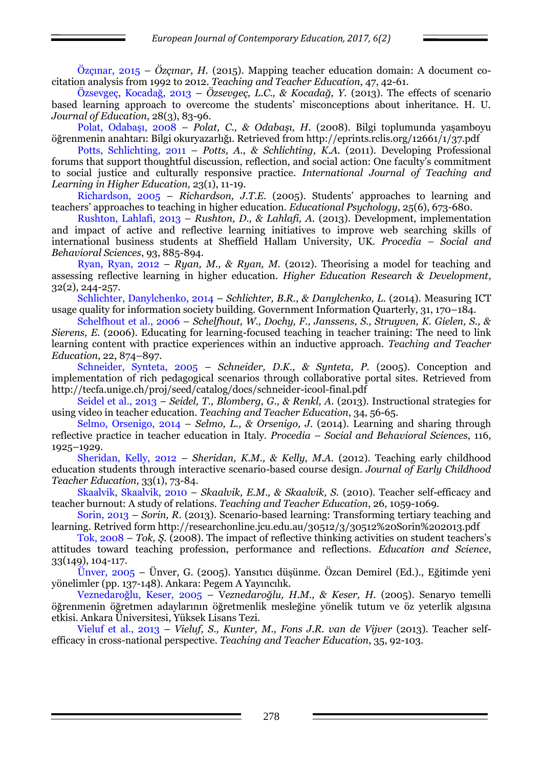Özçınar, 2015 – *Özçınar, H.* (2015). Mapping teacher education domain: A document co-citation analysis from 1992 to 2012. *Teaching and Teacher Education*, 47, 42-61.

Özsevgeç, Kocadağ, 2013 – *Özsevgeç, L.C., & Kocadağ, Y.* (2013). The effects of scenario based learning approach to overcome the students' misconceptions about inheritance. H. U. *Journal of Education*, 28(3), 83-96.

Polat, Odabaşı, 2008 – *Polat, C., & Odabaşı, H.* (2008). Bilgi toplumunda yaşamboyu öğrenmenin anahtarı: Bilgi okuryazarlığı. Retrieved from http://eprints.rclis.org/12661/1/37.pdf

Potts, Schlichting, 2011 – *Potts, A., & Schlichting, K.A.* (2011). Developing Professional forums that support thoughtful discussion, reflection, and social action: One faculty's commitment to social justice and culturally responsive practice. *International Journal of Teaching and Learning in Higher Education,* 23(1), 11-19.

Richardson, 2005 – *Richardson, J.T.E.* (2005). Students' approaches to learning and teachers' approaches to teaching in higher education. *Educational Psychology*, 25(6), 673-680.

Rushton, Lahlafi, 2013 – *Rushton, D., & Lahlafi, A.* (2013). Development, implementation and impact of active and reflective learning initiatives to improve web searching skills of international business students at Sheffield Hallam University, UK. *Procedia – Social and Behavioral Sciences*, 93, 885-894.

Ryan, Ryan, 2012 – *Ryan, M., & Ryan, M.* (2012). Theorising a model for teaching and assessing reflective learning in higher education. *Higher Education Research & Development*, 32(2), 244-257.

Schlichter, Danylchenko, 2014 – *Schlichter, B.R., & Danylchenko, L.* (2014). Measuring ICT usage quality for information society building. Government Information Quarterly, 31, 170–184.

Schelfhout et al., 2006 – *Schelfhout, W., Dochy, F., Janssens, S., Struyven, K. Gielen, S., & Sierens, E.* (2006). Educating for learning-focused teaching in teacher training: The need to link learning content with practice experiences within an inductive approach. *Teaching and Teacher Education*, 22, 874–897.

Schneider, Synteta, 2005 – *Schneider, D.K., & Synteta, P.* (2005). Conception and implementation of rich pedagogical scenarios through collaborative portal sites. Retrieved from http://tecfa.unige.ch/proj/seed/catalog/docs/schneider-icool-final.pdf

Seidel et al., 2013 – *Seidel, T., Blomberg, G., & Renkl, A.* (2013). Instructional strategies for using video in teacher education. *Teaching and Teacher Education*, 34, 56-65.

Selmo, Orsenigo, 2014 – *Selmo, L., & Orsenigo, J.* (2014). Learning and sharing through reflective practice in teacher education in Italy. *Procedia – Social and Behavioral Sciences*, 116, 1925–1929.

Sheridan, Kelly, 2012 – *Sheridan, K.M., & Kelly, M.A.* (2012). Teaching early childhood education students through interactive scenario-based course design. *Journal of Early Childhood Teacher Education,* 33(1), 73-84.

Skaalvik, Skaalvik, 2010 – *Skaalvik, E.M., & Skaalvik, S.* (2010). Teacher self-efficacy and teacher burnout: A study of relations. *Teaching and Teacher Education*, 26, 1059-1069.

Sorin, 2013 – *Sorin, R.* (2013). Scenario-based learning: Transforming tertiary teaching and learning. Retrived form http://researchonline.jcu.edu.au/30512/3/30512%20Sorin%202013.pdf

Tok, 2008 – *Tok, Ş.* (2008). The impact of reflective thinking activities on student teachers's attitudes toward teaching profession, performance and reflections. *Education and Science*, 33(149), 104-117.

Ünver, 2005 – Ünver, G. (2005). Yansıtıcı düşünme. Özcan Demirel (Ed.), Eğitimde yeni yönelimler (pp. 137-148). Ankara: Pegem A Yayıncılık.

Veznedaroğlu, Keser, 2005 – *Veznedaroğlu, H.M., & Keser, H.* (2005). Senaryo temelli öğrenmenin öğretmen adaylarının öğretmenlik mesleğine yönelik tutum ve öz yeterlik algısına etkisi. Ankara Üniversitesi, Yüksek Lisans Tezi.

Vieluf et al., 2013 – *Vieluf, S., Kunter, M., Fons J.R. van de Vijver* (2013). Teacher self-efficacy in cross-national perspective. *Teaching and Teacher Education*, 35, 92-103.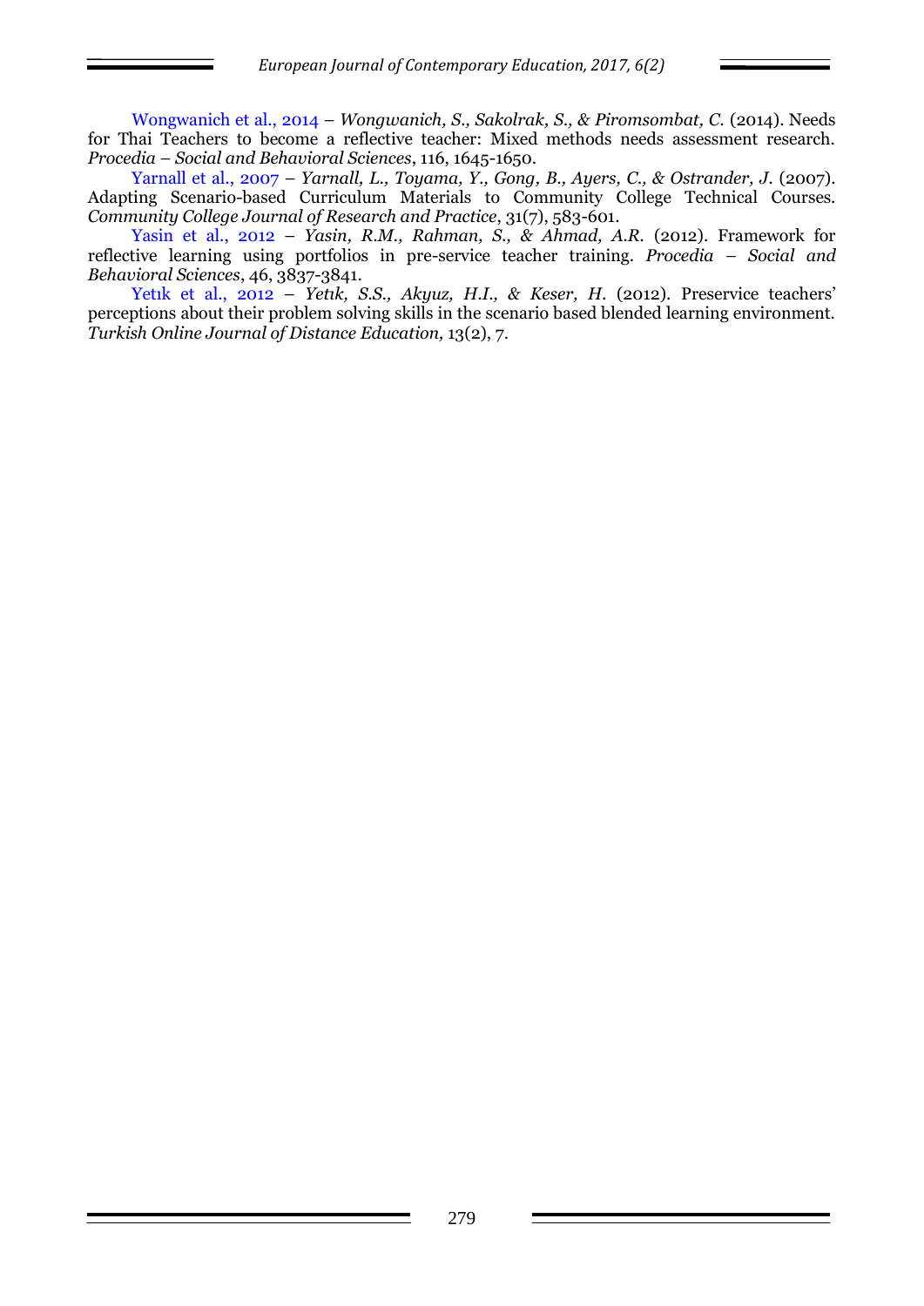Wongwanich et al., 2014 – *Wongwanich, S., Sakolrak, S., & Piromsombat, C.* (2014). Needs for Thai Teachers to become a reflective teacher: Mixed methods needs assessment research. *Procedia – Social and Behavioral Sciences*, 116, 1645-1650.

Yarnall et al., 2007 – *Yarnall, L., Toyama, Y., Gong, B., Ayers, C., & Ostrander, J.* (2007). Adapting Scenario-based Curriculum Materials to Community College Technical Courses. *Community College Journal of Research and Practice*, 31(7), 583-601.

Yasin et al., 2012 – *Yasin, R.M., Rahman, S., & Ahmad, A.R.* (2012). Framework for reflective learning using portfolios in pre-service teacher training. *Procedia – Social and Behavioral Sciences*, 46, 3837-3841.

Yetık et al., 2012 – *Yetık, S.S., Akyuz, H.I., & Keser, H.* (2012). Preservice teachers' perceptions about their problem solving skills in the scenario based blended learning environment. *Turkish Online Journal of Distance Education,* 13(2), 7.